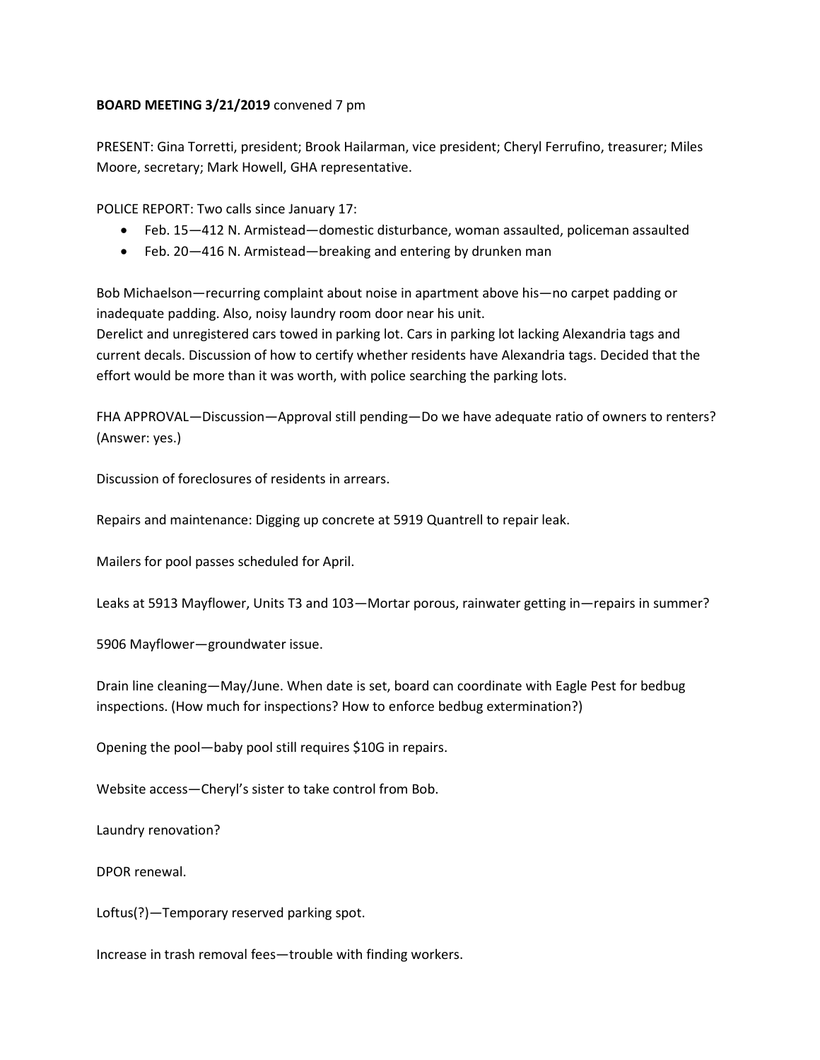**BOARD MEETING 3/21/2019** convened 7 pm

PRESENT: Gina Torretti, president; Brook Hailarman, vice president; Cheryl Ferrufino, treasurer; Miles Moore, secretary; Mark Howell, GHA representative.

POLICE REPORT: Two calls since January 17:

- Feb. 15—412 N. Armistead—domestic disturbance, woman assaulted, policeman assaulted
- Feb. 20—416 N. Armistead—breaking and entering by drunken man

Bob Michaelson—recurring complaint about noise in apartment above his—no carpet padding or inadequate padding. Also, noisy laundry room door near his unit.
Derelict and unregistered cars towed in parking lot. Cars in parking lot lacking Alexandria tags and current decals. Discussion of how to certify whether residents have Alexandria tags. Decided that the effort would be more than it was worth, with police searching the parking lots.

FHA APPROVAL—Discussion—Approval still pending—Do we have adequate ratio of owners to renters? (Answer: yes.)

Discussion of foreclosures of residents in arrears.

Repairs and maintenance: Digging up concrete at 5919 Quantrell to repair leak.

Mailers for pool passes scheduled for April.

Leaks at 5913 Mayflower, Units T3 and 103—Mortar porous, rainwater getting in—repairs in summer?

5906 Mayflower—groundwater issue.

Drain line cleaning—May/June. When date is set, board can coordinate with Eagle Pest for bedbug inspections. (How much for inspections? How to enforce bedbug extermination?)

Opening the pool—baby pool still requires $10G in repairs.

Website access—Cheryl's sister to take control from Bob.

Laundry renovation?

DPOR renewal.

Loftus(?)—Temporary reserved parking spot.

Increase in trash removal fees—trouble with finding workers.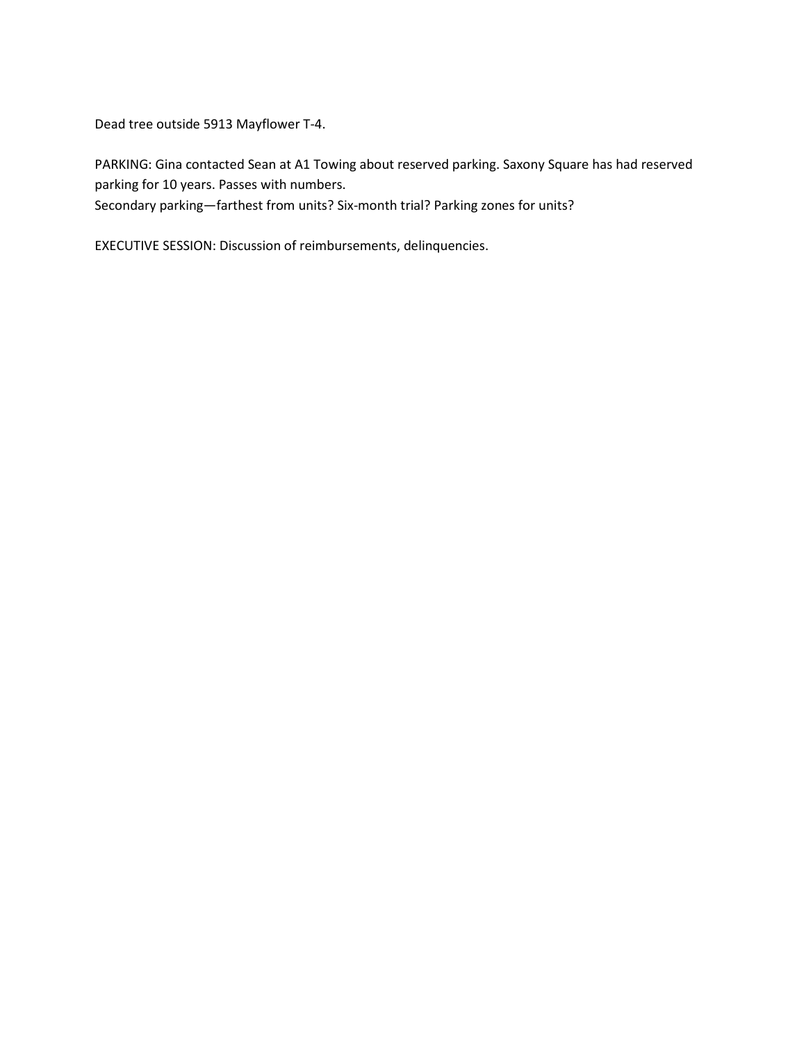Dead tree outside 5913 Mayflower T-4.

PARKING: Gina contacted Sean at A1 Towing about reserved parking. Saxony Square has had reserved parking for 10 years. Passes with numbers.
Secondary parking—farthest from units? Six-month trial? Parking zones for units?

EXECUTIVE SESSION: Discussion of reimbursements, delinquencies.